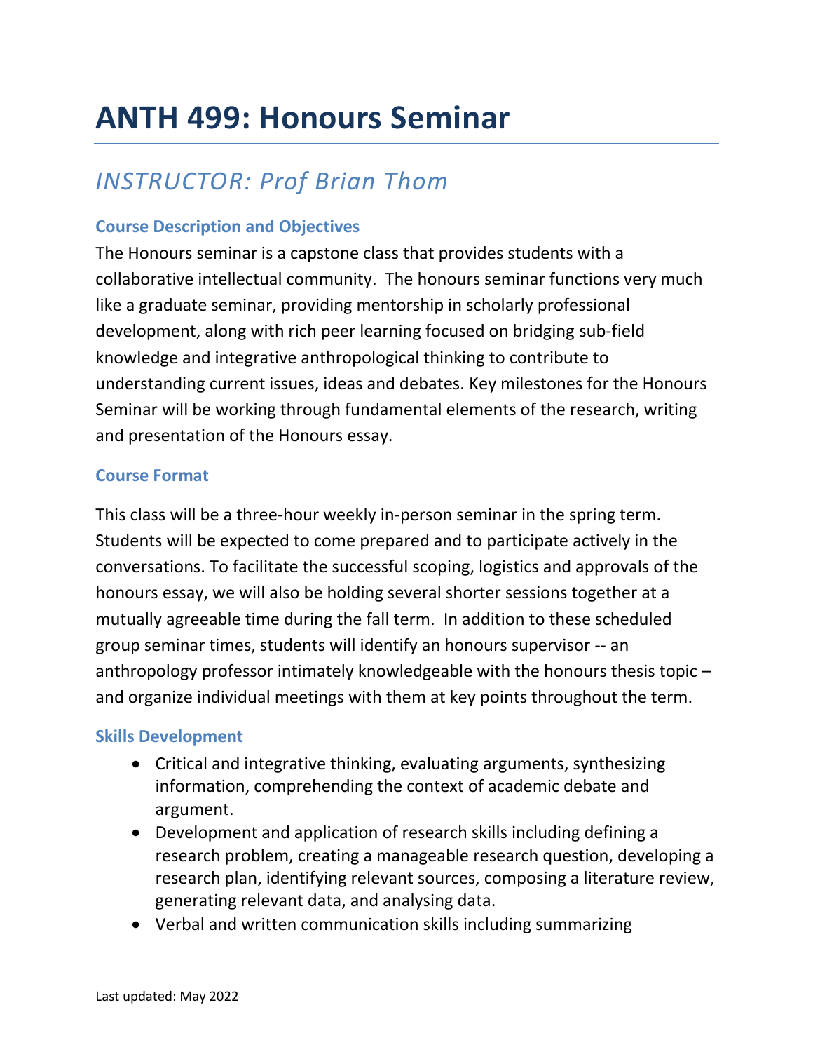# ANTH 499: Honours Seminar

## *INSTRUCTOR: Prof Brian Thom*

### Course Description and Objectives

The Honours seminar is a capstone class that provides students with a collaborative intellectual community. The honours seminar functions very much like a graduate seminar, providing mentorship in scholarly professional development, along with rich peer learning focused on bridging sub-field knowledge and integrative anthropological thinking to contribute to understanding current issues, ideas and debates. Key milestones for the Honours Seminar will be working through fundamental elements of the research, writing and presentation of the Honours essay.

### Course Format

This class will be a three-hour weekly in-person seminar in the spring term. Students will be expected to come prepared and to participate actively in the conversations. To facilitate the successful scoping, logistics and approvals of the honours essay, we will also be holding several shorter sessions together at a mutually agreeable time during the fall term. In addition to these scheduled group seminar times, students will identify an honours supervisor -- an anthropology professor intimately knowledgeable with the honours thesis topic – and organize individual meetings with them at key points throughout the term.

### Skills Development

- Critical and integrative thinking, evaluating arguments, synthesizing information, comprehending the context of academic debate and argument.
- Development and application of research skills including defining a research problem, creating a manageable research question, developing a research plan, identifying relevant sources, composing a literature review, generating relevant data, and analysing data.
- Verbal and written communication skills including summarizing

Last updated: May 2022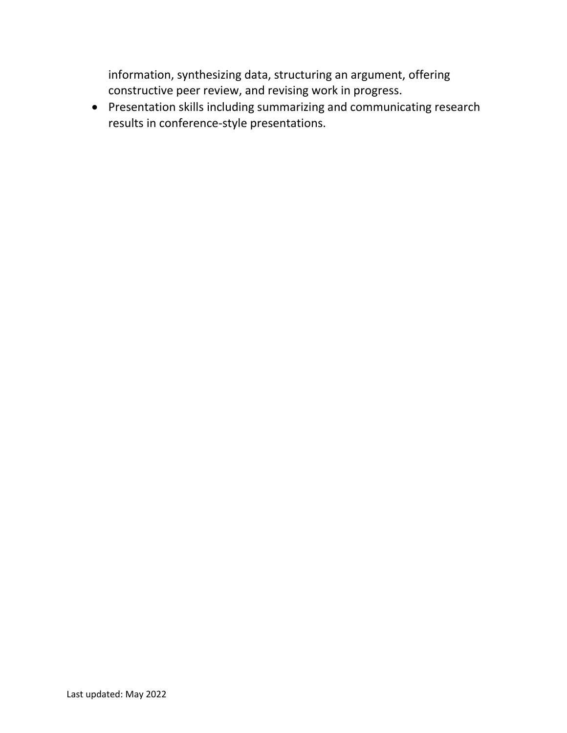information, synthesizing data, structuring an argument, offering constructive peer review, and revising work in progress.

- Presentation skills including summarizing and communicating research results in conference-style presentations.

Last updated: May 2022